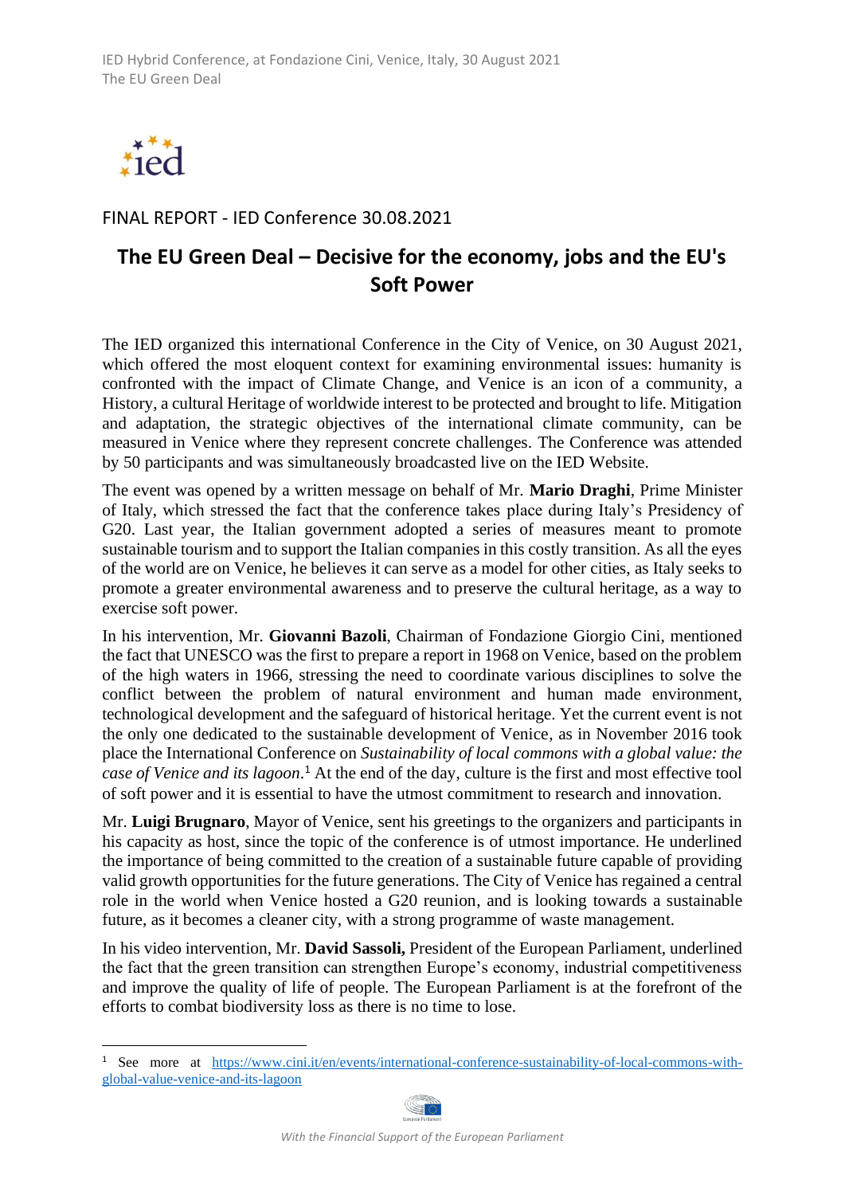FINAL REPORT - IED Conference 30.08.2021

# The EU Green Deal – Decisive for the economy, jobs and the EU's Soft Power

The IED organized this international Conference in the City of Venice, on 30 August 2021, which offered the most eloquent context for examining environmental issues: humanity is confronted with the impact of Climate Change, and Venice is an icon of a community, a History, a cultural Heritage of worldwide interest to be protected and brought to life. Mitigation and adaptation, the strategic objectives of the international climate community, can be measured in Venice where they represent concrete challenges. The Conference was attended by 50 participants and was simultaneously broadcasted live on the IED Website.

The event was opened by a written message on behalf of Mr. **Mario Draghi**, Prime Minister of Italy, which stressed the fact that the conference takes place during Italy's Presidency of G20. Last year, the Italian government adopted a series of measures meant to promote sustainable tourism and to support the Italian companies in this costly transition. As all the eyes of the world are on Venice, he believes it can serve as a model for other cities, as Italy seeks to promote a greater environmental awareness and to preserve the cultural heritage, as a way to exercise soft power.

In his intervention, Mr. **Giovanni Bazoli**, Chairman of Fondazione Giorgio Cini, mentioned the fact that UNESCO was the first to prepare a report in 1968 on Venice, based on the problem of the high waters in 1966, stressing the need to coordinate various disciplines to solve the conflict between the problem of natural environment and human made environment, technological development and the safeguard of historical heritage. Yet the current event is not the only one dedicated to the sustainable development of Venice, as in November 2016 took place the International Conference on *Sustainability of local commons with a global value: the case of Venice and its lagoon*.[1] At the end of the day, culture is the first and most effective tool of soft power and it is essential to have the utmost commitment to research and innovation.

Mr. **Luigi Brugnaro**, Mayor of Venice, sent his greetings to the organizers and participants in his capacity as host, since the topic of the conference is of utmost importance. He underlined the importance of being committed to the creation of a sustainable future capable of providing valid growth opportunities for the future generations. The City of Venice has regained a central role in the world when Venice hosted a G20 reunion, and is looking towards a sustainable future, as it becomes a cleaner city, with a strong programme of waste management.

In his video intervention, Mr. **David Sassoli,** President of the European Parliament, underlined the fact that the green transition can strengthen Europe's economy, industrial competitiveness and improve the quality of life of people. The European Parliament is at the forefront of the efforts to combat biodiversity loss as there is no time to lose.

[1] See more at https://www.cini.it/en/events/international-conference-sustainability-of-local-commons-with-global-value-venice-and-its-lagoon

*With the Financial Support of the European Parliament*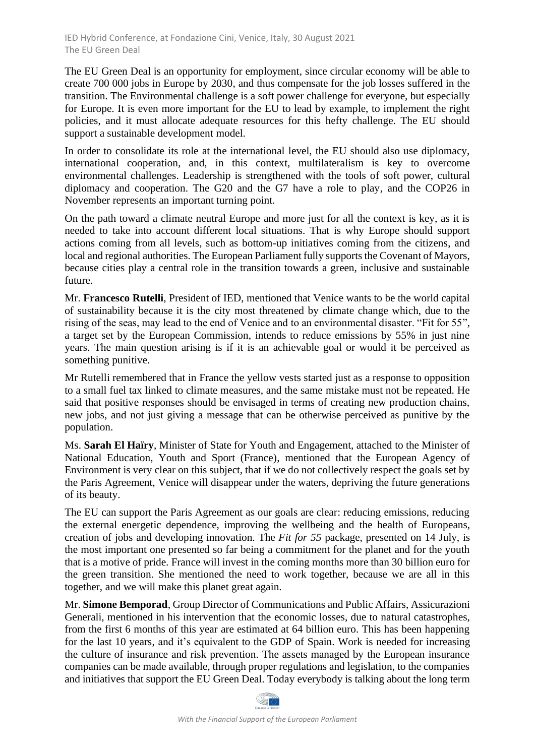The EU Green Deal is an opportunity for employment, since circular economy will be able to create 700 000 jobs in Europe by 2030, and thus compensate for the job losses suffered in the transition. The Environmental challenge is a soft power challenge for everyone, but especially for Europe. It is even more important for the EU to lead by example, to implement the right policies, and it must allocate adequate resources for this hefty challenge. The EU should support a sustainable development model.

In order to consolidate its role at the international level, the EU should also use diplomacy, international cooperation, and, in this context, multilateralism is key to overcome environmental challenges. Leadership is strengthened with the tools of soft power, cultural diplomacy and cooperation. The G20 and the G7 have a role to play, and the COP26 in November represents an important turning point.

On the path toward a climate neutral Europe and more just for all the context is key, as it is needed to take into account different local situations. That is why Europe should support actions coming from all levels, such as bottom-up initiatives coming from the citizens, and local and regional authorities. The European Parliament fully supports the Covenant of Mayors, because cities play a central role in the transition towards a green, inclusive and sustainable future.

Mr. **Francesco Rutelli**, President of IED, mentioned that Venice wants to be the world capital of sustainability because it is the city most threatened by climate change which, due to the rising of the seas, may lead to the end of Venice and to an environmental disaster. "Fit for 55", a target set by the European Commission, intends to reduce emissions by 55% in just nine years. The main question arising is if it is an achievable goal or would it be perceived as something punitive.

Mr Rutelli remembered that in France the yellow vests started just as a response to opposition to a small fuel tax linked to climate measures, and the same mistake must not be repeated. He said that positive responses should be envisaged in terms of creating new production chains, new jobs, and not just giving a message that can be otherwise perceived as punitive by the population.

Ms. **Sarah El Haïry**, Minister of State for Youth and Engagement, attached to the Minister of National Education, Youth and Sport (France), mentioned that the European Agency of Environment is very clear on this subject, that if we do not collectively respect the goals set by the Paris Agreement, Venice will disappear under the waters, depriving the future generations of its beauty.

The EU can support the Paris Agreement as our goals are clear: reducing emissions, reducing the external energetic dependence, improving the wellbeing and the health of Europeans, creation of jobs and developing innovation. The *Fit for 55* package, presented on 14 July, is the most important one presented so far being a commitment for the planet and for the youth that is a motive of pride. France will invest in the coming months more than 30 billion euro for the green transition. She mentioned the need to work together, because we are all in this together, and we will make this planet great again.

Mr. **Simone Bemporad**, Group Director of Communications and Public Affairs, Assicurazioni Generali, mentioned in his intervention that the economic losses, due to natural catastrophes, from the first 6 months of this year are estimated at 64 billion euro. This has been happening for the last 10 years, and it's equivalent to the GDP of Spain. Work is needed for increasing the culture of insurance and risk prevention. The assets managed by the European insurance companies can be made available, through proper regulations and legislation, to the companies and initiatives that support the EU Green Deal. Today everybody is talking about the long term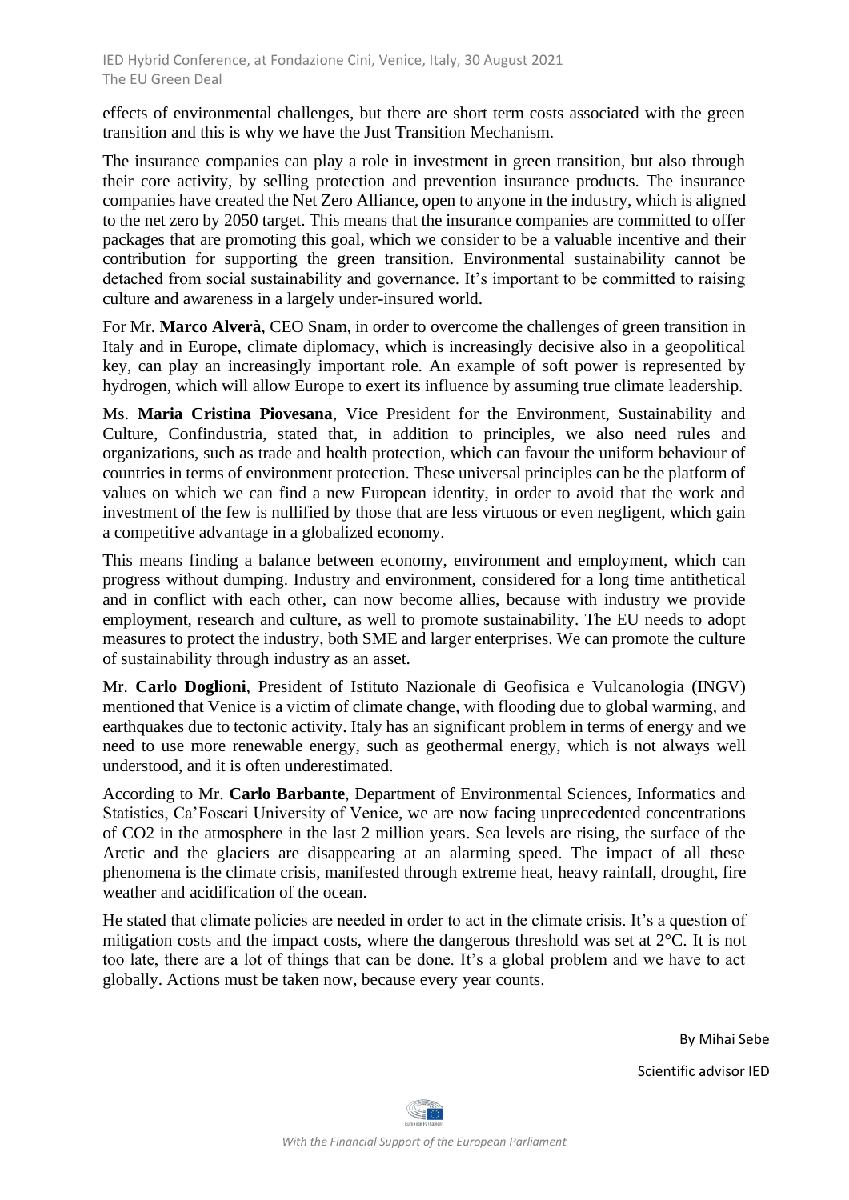effects of environmental challenges, but there are short term costs associated with the green transition and this is why we have the Just Transition Mechanism.

The insurance companies can play a role in investment in green transition, but also through their core activity, by selling protection and prevention insurance products. The insurance companies have created the Net Zero Alliance, open to anyone in the industry, which is aligned to the net zero by 2050 target. This means that the insurance companies are committed to offer packages that are promoting this goal, which we consider to be a valuable incentive and their contribution for supporting the green transition. Environmental sustainability cannot be detached from social sustainability and governance. It's important to be committed to raising culture and awareness in a largely under-insured world.

For Mr. **Marco Alverà**, CEO Snam, in order to overcome the challenges of green transition in Italy and in Europe, climate diplomacy, which is increasingly decisive also in a geopolitical key, can play an increasingly important role. An example of soft power is represented by hydrogen, which will allow Europe to exert its influence by assuming true climate leadership.

Ms. **Maria Cristina Piovesana**, Vice President for the Environment, Sustainability and Culture, Confindustria, stated that, in addition to principles, we also need rules and organizations, such as trade and health protection, which can favour the uniform behaviour of countries in terms of environment protection. These universal principles can be the platform of values on which we can find a new European identity, in order to avoid that the work and investment of the few is nullified by those that are less virtuous or even negligent, which gain a competitive advantage in a globalized economy.

This means finding a balance between economy, environment and employment, which can progress without dumping. Industry and environment, considered for a long time antithetical and in conflict with each other, can now become allies, because with industry we provide employment, research and culture, as well to promote sustainability. The EU needs to adopt measures to protect the industry, both SME and larger enterprises. We can promote the culture of sustainability through industry as an asset.

Mr. **Carlo Doglioni**, President of Istituto Nazionale di Geofisica e Vulcanologia (INGV) mentioned that Venice is a victim of climate change, with flooding due to global warming, and earthquakes due to tectonic activity. Italy has an significant problem in terms of energy and we need to use more renewable energy, such as geothermal energy, which is not always well understood, and it is often underestimated.

According to Mr. **Carlo Barbante**, Department of Environmental Sciences, Informatics and Statistics, Ca'Foscari University of Venice, we are now facing unprecedented concentrations of $CO_2$ in the atmosphere in the last 2 million years. Sea levels are rising, the surface of the Arctic and the glaciers are disappearing at an alarming speed. The impact of all these phenomena is the climate crisis, manifested through extreme heat, heavy rainfall, drought, fire weather and acidification of the ocean.

He stated that climate policies are needed in order to act in the climate crisis. It's a question of mitigation costs and the impact costs, where the dangerous threshold was set at 2°C. It is not too late, there are a lot of things that can be done. It's a global problem and we have to act globally. Actions must be taken now, because every year counts.

By Mihai Sebe

Scientific advisor IED

*With the Financial Support of the European Parliament*